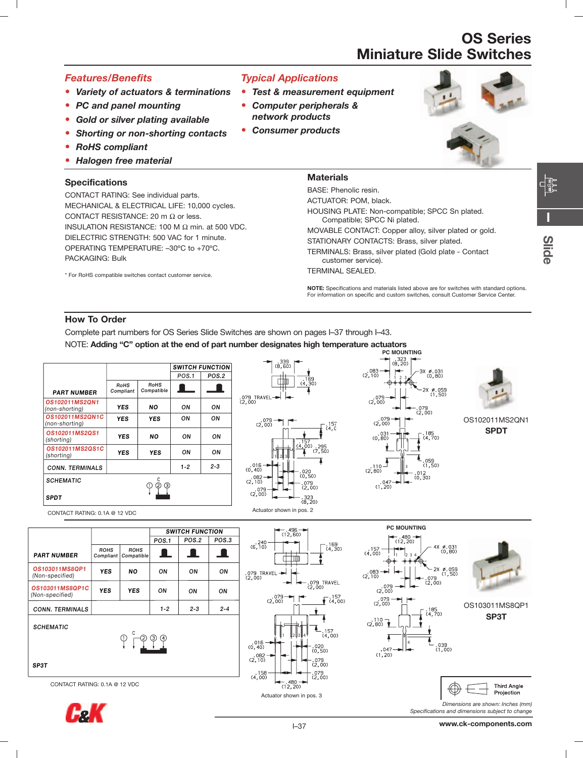# OS Series
# Miniature Slide Switches

## Features/Benefits

- Variety of actuators & terminations
- PC and panel mounting
- Gold or silver plating available
- Shorting or non-shorting contacts
- RoHS compliant
- Halogen free material

## Typical Applications

- Test & measurement equipment
- Computer peripherals & network products
- Consumer products

## Specifications

CONTACT RATING: See individual parts.
MECHANICAL & ELECTRICAL LIFE: 10,000 cycles.
CONTACT RESISTANCE: 20 m Ω or less.
INSULATION RESISTANCE: 100 M Ω min. at 500 VDC.
DIELECTRIC STRENGTH: 500 VAC for 1 minute.
OPERATING TEMPERATURE: –30°C to +70°C.
PACKAGING: Bulk

\* For RoHS compatible switches contact customer service.

## Materials

BASE: Phenolic resin.
ACTUATOR: POM, black.
HOUSING PLATE: Non-compatible; SPCC Sn plated. Compatible; SPCC Ni plated.
MOVABLE CONTACT: Copper alloy, silver plated or gold.
STATIONARY CONTACTS: Brass, silver plated.
TERMINALS: Brass, silver plated (Gold plate - Contact customer service).
TERMINAL SEALED.

**NOTE:** Specifications and materials listed above are for switches with standard options. For information on specific and custom switches, consult Customer Service Center.

## How To Order

Complete part numbers for OS Series Slide Switches are shown on pages I–37 through I–43.

NOTE: **Adding "C" option at the end of part number designates high temperature actuators**

| PART NUMBER | RoHS Compliant | RoHS Compatible | SWITCH FUNCTION POS.1 | POS.2 |
|---|---|---|---|---|
| OS102011MS2QN1 (non-shorting) | YES | NO | ON | ON |
| OS102011MS2QN1C (non-shorting) | YES | YES | ON | ON |
| OS102011MS2QS1 (shorting) | YES | NO | ON | ON |
| OS102011MS2QS1C (shorting) | YES | YES | ON | ON |
| CONN. TERMINALS | | | 1-2 | 2-3 |
| SCHEMATIC SPDT | | | | |

CONTACT RATING: 0.1A @ 12 VDC

Actuator shown in pos. 2

PC MOUNTING

OS102011MS2QN1
**SPDT**

| PART NUMBER | ROHS Compliant | ROHS Compatible | SWITCH FUNCTION POS.1 | POS.2 | POS.3 |
|---|---|---|---|---|---|
| OS103011MS8QP1 (Non-specified) | YES | NO | ON | ON | ON |
| OS103011MS8QP1C (Non-specified) | YES | YES | ON | ON | ON |
| CONN. TERMINALS | | | 1-2 | 2-3 | 2-4 |
| SCHEMATIC SP3T | | | | | |

CONTACT RATING: 0.1A @ 12 VDC

Actuator shown in pos. 3

PC MOUNTING

OS103011MS8QP1
**SP3T**

Third Angle Projection

*Dimensions are shown: Inches (mm)*
*Specifications and dimensions subject to change*

www.ck-components.com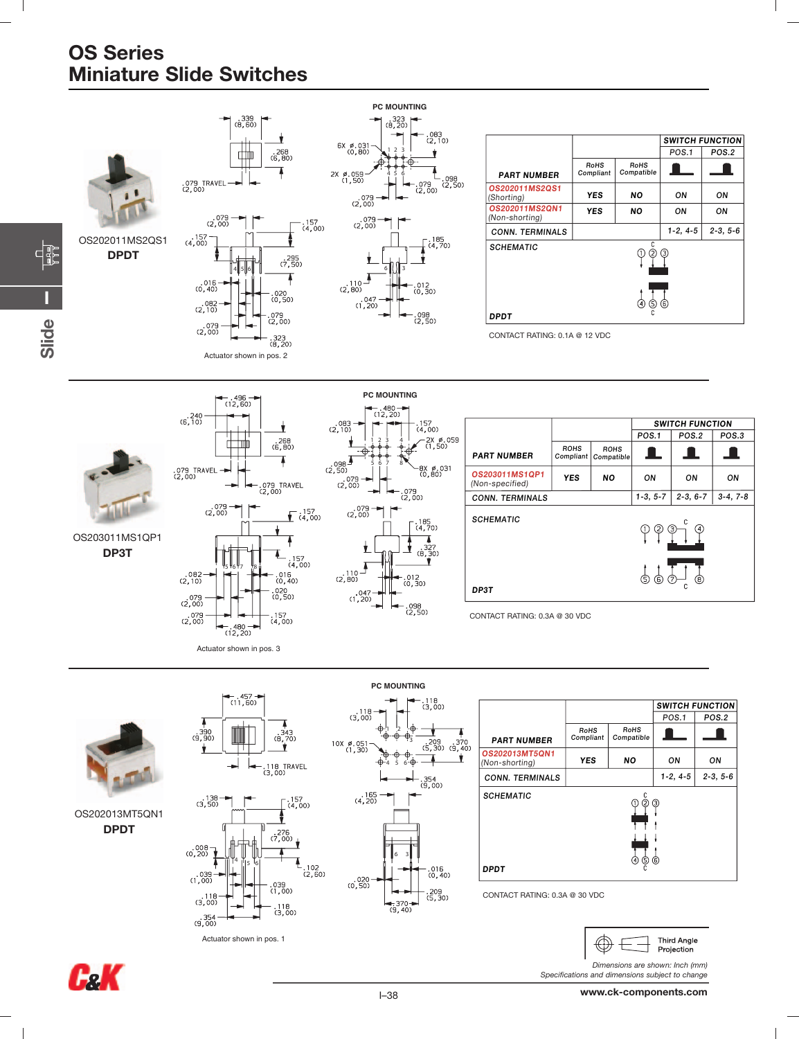# OS Series
# Miniature Slide Switches

OS202011MS2QS1
**DPDT**

Actuator shown in pos. 2

PC MOUNTING

| PART NUMBER | RoHS Compliant | RoHS Compatible | SWITCH FUNCTION POS.1 | POS.2 |
|---|---|---|---|---|
| OS202011MS2QS1 (Shorting) | YES | NO | ON | ON |
| OS202011MS2QN1 (Non-shorting) | YES | NO | ON | ON |
| CONN. TERMINALS | | | 1-2, 4-5 | 2-3, 5-6 |

SCHEMATIC

DPDT

CONTACT RATING: 0.1A @ 12 VDC

OS203011MS1QP1
**DP3T**

Actuator shown in pos. 3

PC MOUNTING

| PART NUMBER | ROHS Compliant | ROHS Compatible | SWITCH FUNCTION POS.1 | POS.2 | POS.3 |
|---|---|---|---|---|---|
| OS203011MS1QP1 (Non-specified) | YES | NO | ON | ON | ON |
| CONN. TERMINALS | | | 1-3, 5-7 | 2-3, 6-7 | 3-4, 7-8 |

SCHEMATIC

DP3T

CONTACT RATING: 0.3A @ 30 VDC

OS202013MT5QN1
**DPDT**

Actuator shown in pos. 1

PC MOUNTING

| PART NUMBER | RoHS Compliant | RoHS Compatible | SWITCH FUNCTION POS.1 | POS.2 |
|---|---|---|---|---|
| OS202013MT5QN1 (Non-shorting) | YES | NO | ON | ON |
| CONN. TERMINALS | | | 1-2, 4-5 | 2-3, 5-6 |

SCHEMATIC

DPDT

CONTACT RATING: 0.3A @ 30 VDC

Third Angle Projection

Dimensions are shown: Inch (mm)
Specifications and dimensions subject to change

www.ck-components.com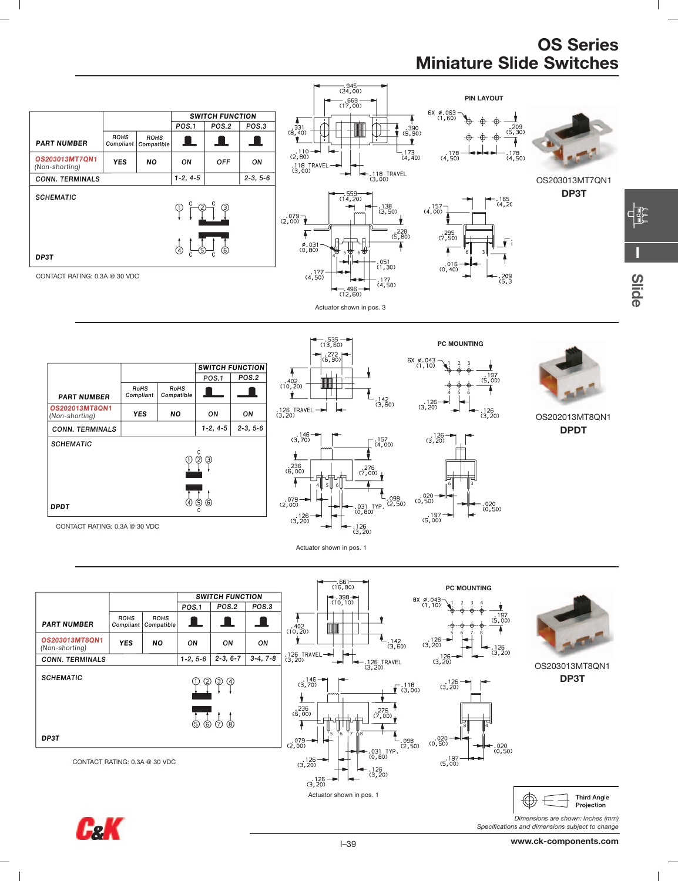# OS Series
## Miniature Slide Switches

| PART NUMBER | ROHS Compliant | ROHS Compatible | SWITCH FUNCTION POS.1 | POS.2 | POS.3 |
|---|---|---|---|---|---|
| OS203013MT7QN1 (Non-shorting) | YES | NO | ON | OFF | ON |
| CONN. TERMINALS | | | 1-2, 4-5 | | 2-3, 5-6 |

SCHEMATIC

DP3T

CONTACT RATING: 0.3A @ 30 VDC

PIN LAYOUT

Actuator shown in pos. 3

OS203013MT7QN1

**DP3T**

| PART NUMBER | RoHS Compliant | RoHS Compatible | SWITCH FUNCTION POS.1 | POS.2 |
|---|---|---|---|---|
| OS202013MT8QN1 (Non-shorting) | YES | NO | ON | ON |
| CONN. TERMINALS | | | 1-2, 4-5 | 2-3, 5-6 |

SCHEMATIC

DPDT

CONTACT RATING: 0.3A @ 30 VDC

PC MOUNTING

Actuator shown in pos. 1

OS202013MT8QN1

**DPDT**

| PART NUMBER | ROHS Compliant | ROHS Compatible | SWITCH FUNCTION POS.1 | POS.2 | POS.3 |
|---|---|---|---|---|---|
| OS203013MT8QN1 (Non-shorting) | YES | NO | ON | ON | ON |
| CONN. TERMINALS | | | 1-2, 5-6 | 2-3, 6-7 | 3-4, 7-8 |

SCHEMATIC

DP3T

CONTACT RATING: 0.3A @ 30 VDC

PC MOUNTING

Actuator shown in pos. 1

OS203013MT8QN1

**DP3T**

Third Angle Projection

*Dimensions are shown: Inches (mm)*
*Specifications and dimensions subject to change*

www.ck-components.com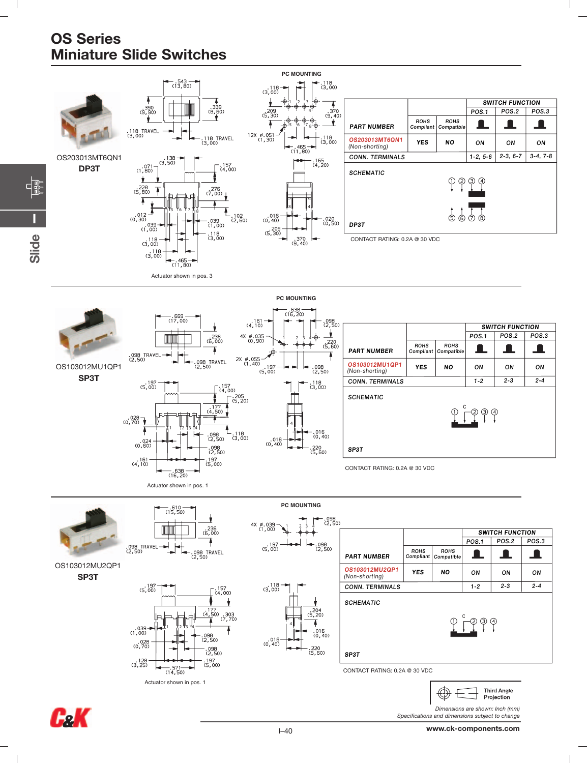# OS Series
# Miniature Slide Switches

OS203013MT6QN1
**DP3T**

PC MOUNTING

Actuator shown in pos. 3

| PART NUMBER | ROHS Compliant | ROHS Compatible | SWITCH FUNCTION POS.1 | POS.2 | POS.3 |
|---|---|---|---|---|---|
| OS203013MT6QN1 (Non-shorting) | YES | NO | ON | ON | ON |
| CONN. TERMINALS | | | 1-2, 5-6 | 2-3, 6-7 | 3-4, 7-8 |

SCHEMATIC

DP3T

CONTACT RATING: 0.2A @ 30 VDC

---

OS103012MU1QP1
**SP3T**

PC MOUNTING

Actuator shown in pos. 1

| PART NUMBER | ROHS Compliant | ROHS Compatible | SWITCH FUNCTION POS.1 | POS.2 | POS.3 |
|---|---|---|---|---|---|
| OS103012MU1QP1 (Non-shorting) | YES | NO | ON | ON | ON |
| CONN. TERMINALS | | | 1-2 | 2-3 | 2-4 |

SCHEMATIC

SP3T

CONTACT RATING: 0.2A @ 30 VDC

---

OS103012MU2QP1
**SP3T**

PC MOUNTING

Actuator shown in pos. 1

| PART NUMBER | ROHS Compliant | ROHS Compatible | SWITCH FUNCTION POS.1 | POS.2 | POS.3 |
|---|---|---|---|---|---|
| OS103012MU2QP1 (Non-shorting) | YES | NO | ON | ON | ON |
| CONN. TERMINALS | | | 1-2 | 2-3 | 2-4 |

SCHEMATIC

SP3T

CONTACT RATING: 0.2A @ 30 VDC

Third Angle Projection

*Dimensions are shown: Inch (mm)*
*Specifications and dimensions subject to change*

www.ck-components.com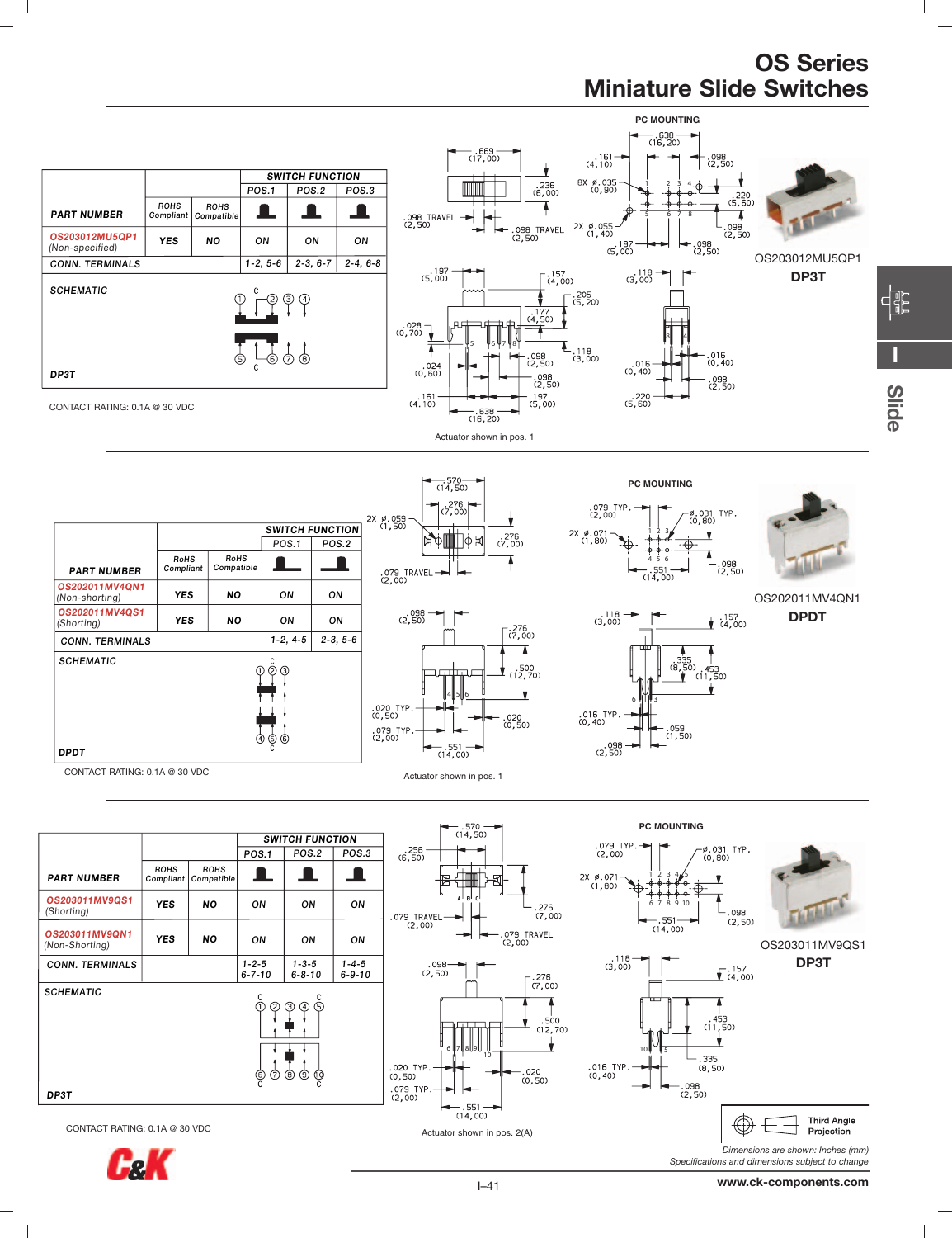# OS Series
# Miniature Slide Switches

| PART NUMBER | ROHS Compliant | ROHS Compatible | SWITCH FUNCTION POS.1 | POS.2 | POS.3 |
|---|---|---|---|---|---|
| OS203012MU5QP1 (Non-specified) | YES | NO | ON | ON | ON |
| CONN. TERMINALS | | | 1-2, 5-6 | 2-3, 6-7 | 2-4, 6-8 |

SCHEMATIC

DP3T

CONTACT RATING: 0.1A @ 30 VDC

PC MOUNTING

Actuator shown in pos. 1

OS203012MU5QP1

**DP3T**

| PART NUMBER | RoHS Compliant | RoHS Compatible | SWITCH FUNCTION POS.1 | POS.2 |
|---|---|---|---|---|
| OS202011MV4QN1 (Non-shorting) | YES | NO | ON | ON |
| OS202011MV4QS1 (Shorting) | YES | NO | ON | ON |
| CONN. TERMINALS | | | 1-2, 4-5 | 2-3, 5-6 |

SCHEMATIC

DPDT

CONTACT RATING: 0.1A @ 30 VDC

PC MOUNTING

Actuator shown in pos. 1

OS202011MV4QN1

**DPDT**

| PART NUMBER | ROHS Compliant | ROHS Compatible | SWITCH FUNCTION POS.1 | POS.2 | POS.3 |
|---|---|---|---|---|---|
| OS203011MV9QS1 (Shorting) | YES | NO | ON | ON | ON |
| OS203011MV9QN1 (Non-Shorting) | YES | NO | ON | ON | ON |
| CONN. TERMINALS | | | 1-2-5 6-7-10 | 1-3-5 6-8-10 | 1-4-5 6-9-10 |

SCHEMATIC

DP3T

CONTACT RATING: 0.1A @ 30 VDC

PC MOUNTING

Actuator shown in pos. 2(A)

OS203011MV9QS1

**DP3T**

Third Angle Projection

*Dimensions are shown: Inches (mm)*
*Specifications and dimensions subject to change*

www.ck-components.com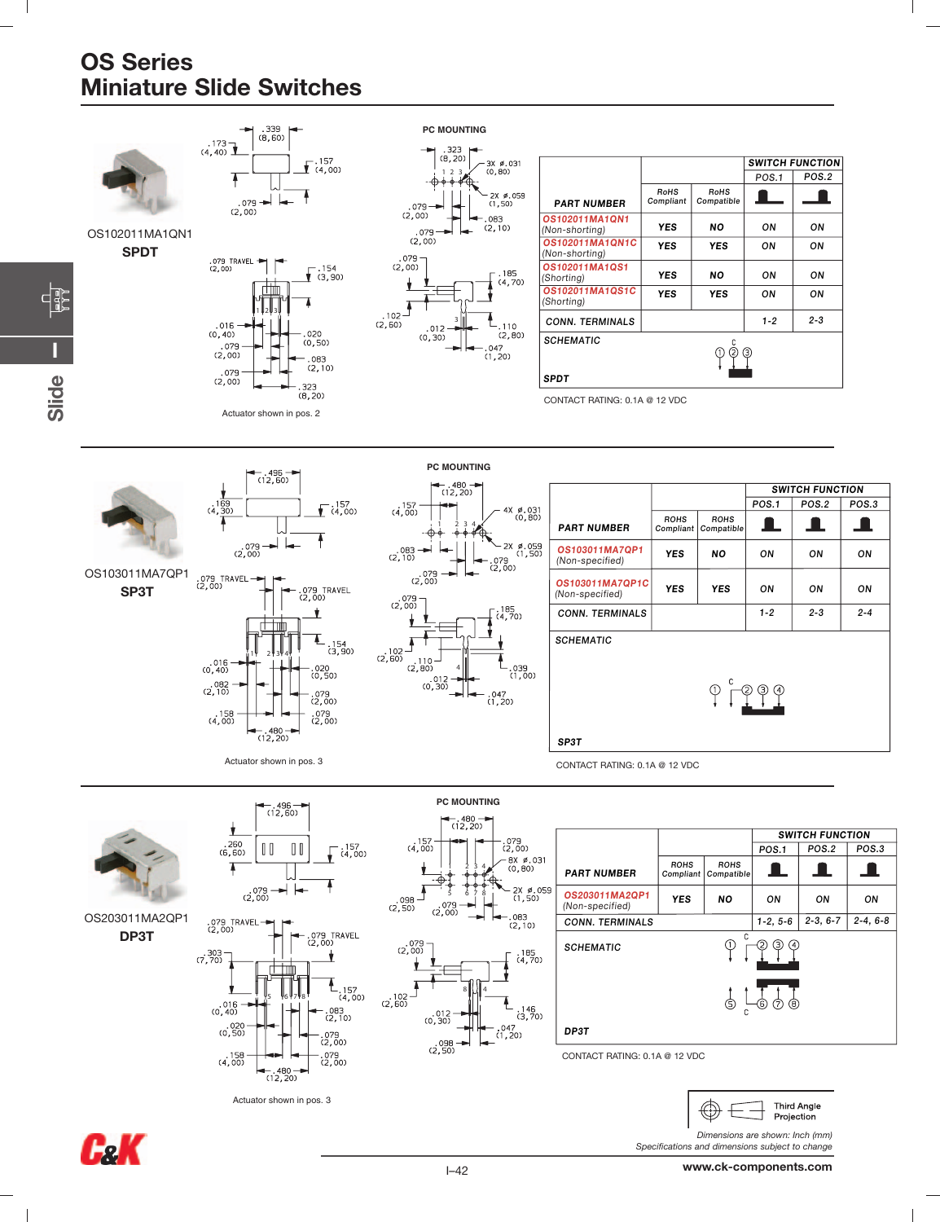# OS Series
# Miniature Slide Switches

OS102011MA1QN1
**SPDT**

Actuator shown in pos. 2

PC MOUNTING

| PART NUMBER | RoHS Compliant | RoHS Compatible | SWITCH FUNCTION POS.1 | POS.2 |
|---|---|---|---|---|
| OS102011MA1QN1 (Non-shorting) | YES | NO | ON | ON |
| OS102011MA1QN1C (Non-shorting) | YES | YES | ON | ON |
| OS102011MA1QS1 (Shorting) | YES | NO | ON | ON |
| OS102011MA1QS1C (Shorting) | YES | YES | ON | ON |
| CONN. TERMINALS | | | 1-2 | 2-3 |
| SCHEMATIC SPDT | | | | |

CONTACT RATING: 0.1A @ 12 VDC

---

OS103011MA7QP1
**SP3T**

Actuator shown in pos. 3

PC MOUNTING

| PART NUMBER | ROHS Compliant | ROHS Compatible | SWITCH FUNCTION POS.1 | POS.2 | POS.3 |
|---|---|---|---|---|---|
| OS103011MA7QP1 (Non-specified) | YES | NO | ON | ON | ON |
| OS103011MA7QP1C (Non-specified) | YES | YES | ON | ON | ON |
| CONN. TERMINALS | | | 1-2 | 2-3 | 2-4 |
| SCHEMATIC SP3T | | | | | |

CONTACT RATING: 0.1A @ 12 VDC

---

OS203011MA2QP1
**DP3T**

Actuator shown in pos. 3

PC MOUNTING

| PART NUMBER | ROHS Compliant | ROHS Compatible | SWITCH FUNCTION POS.1 | POS.2 | POS.3 |
|---|---|---|---|---|---|
| OS203011MA2QP1 (Non-specified) | YES | NO | ON | ON | ON |
| CONN. TERMINALS | | | 1-2, 5-6 | 2-3, 6-7 | 2-4, 6-8 |
| SCHEMATIC DP3T | | | | | |

CONTACT RATING: 0.1A @ 12 VDC

Third Angle Projection

*Dimensions are shown: Inch (mm)*
*Specifications and dimensions subject to change*

www.ck-components.com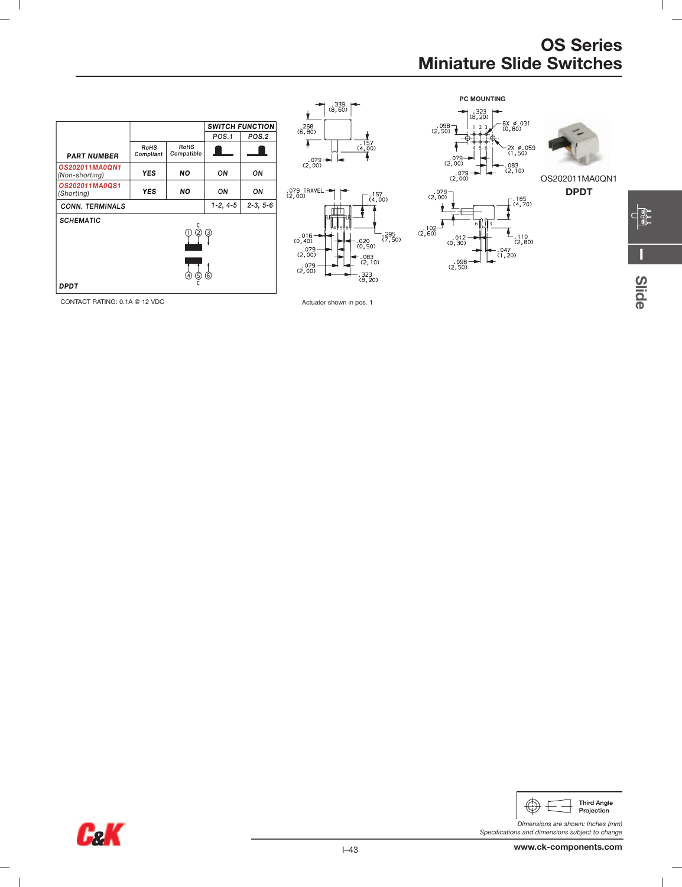# OS Series
## Miniature Slide Switches

| PART NUMBER | RoHS Compliant | RoHS Compatible | SWITCH FUNCTION POS.1 | POS.2 |
|---|---|---|---|---|
| OS202011MA0QN1 (Non-shorting) | YES | NO | ON | ON |
| OS202011MA0QS1 (Shorting) | YES | NO | ON | ON |
| CONN. TERMINALS | | | 1-2, 4-5 | 2-3, 5-6 |

SCHEMATIC

DPDT

CONTACT RATING: 0.1A @ 12 VDC

PC MOUNTING

Actuator shown in pos. 1

OS202011MA0QN1

**DPDT**

Third Angle Projection

*Dimensions are shown: Inches (mm)*
*Specifications and dimensions subject to change*

www.ck-components.com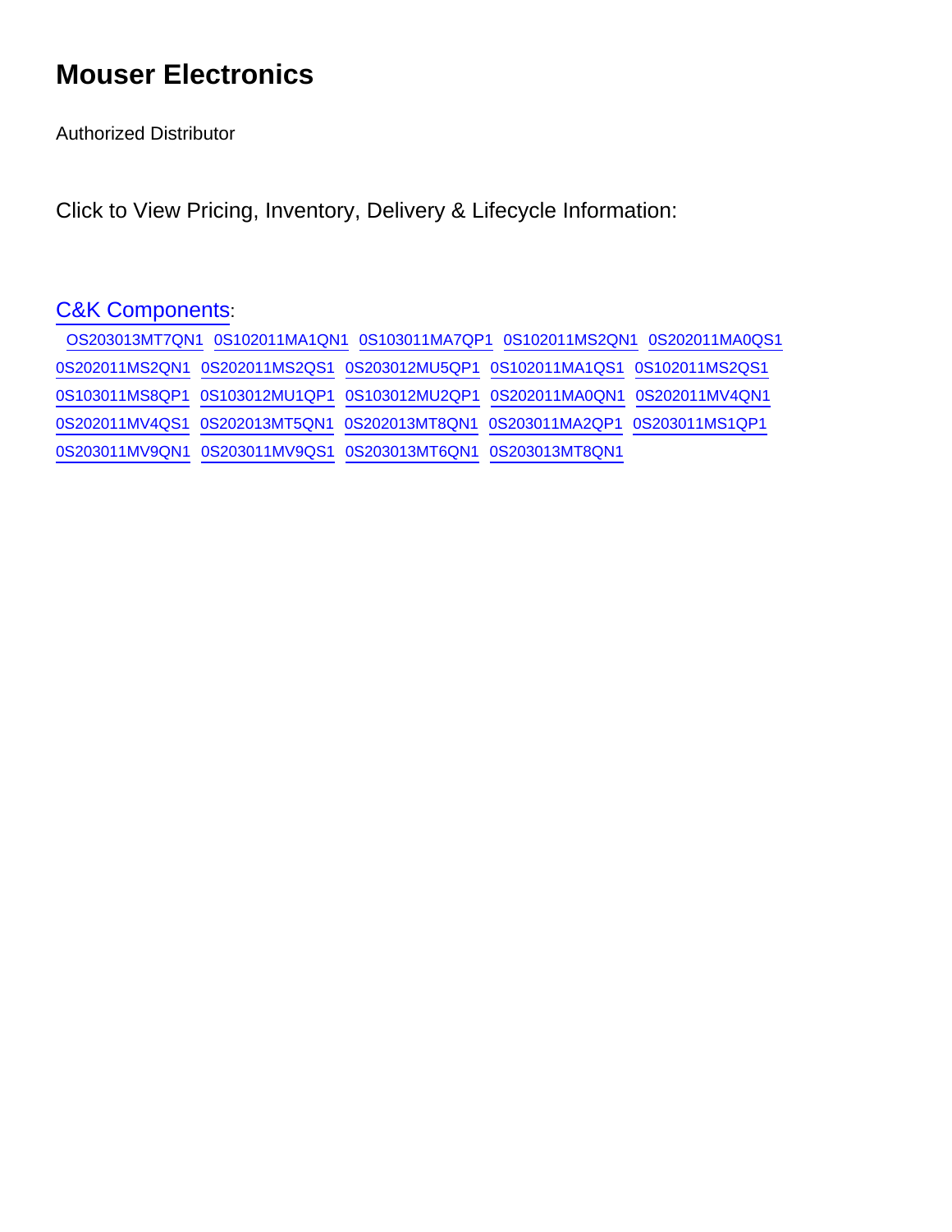# Mouser Electronics

Authorized Distributor

Click to View Pricing, Inventory, Delivery & Lifecycle Information:

C&K Components:

OS203013MT7QN1 0S102011MA1QN1 0S103011MA7QP1 0S102011MS2QN1 0S202011MA0QS1 0S202011MS2QN1 0S202011MS2QS1 0S203012MU5QP1 0S102011MA1QS1 0S102011MS2QS1 0S103011MS8QP1 0S103012MU1QP1 0S103012MU2QP1 0S202011MA0QN1 0S202011MV4QN1 0S202011MV4QS1 0S202013MT5QN1 0S202013MT8QN1 0S203011MA2QP1 0S203011MS1QP1 0S203011MV9QN1 0S203011MV9QS1 0S203013MT6QN1 0S203013MT8QN1